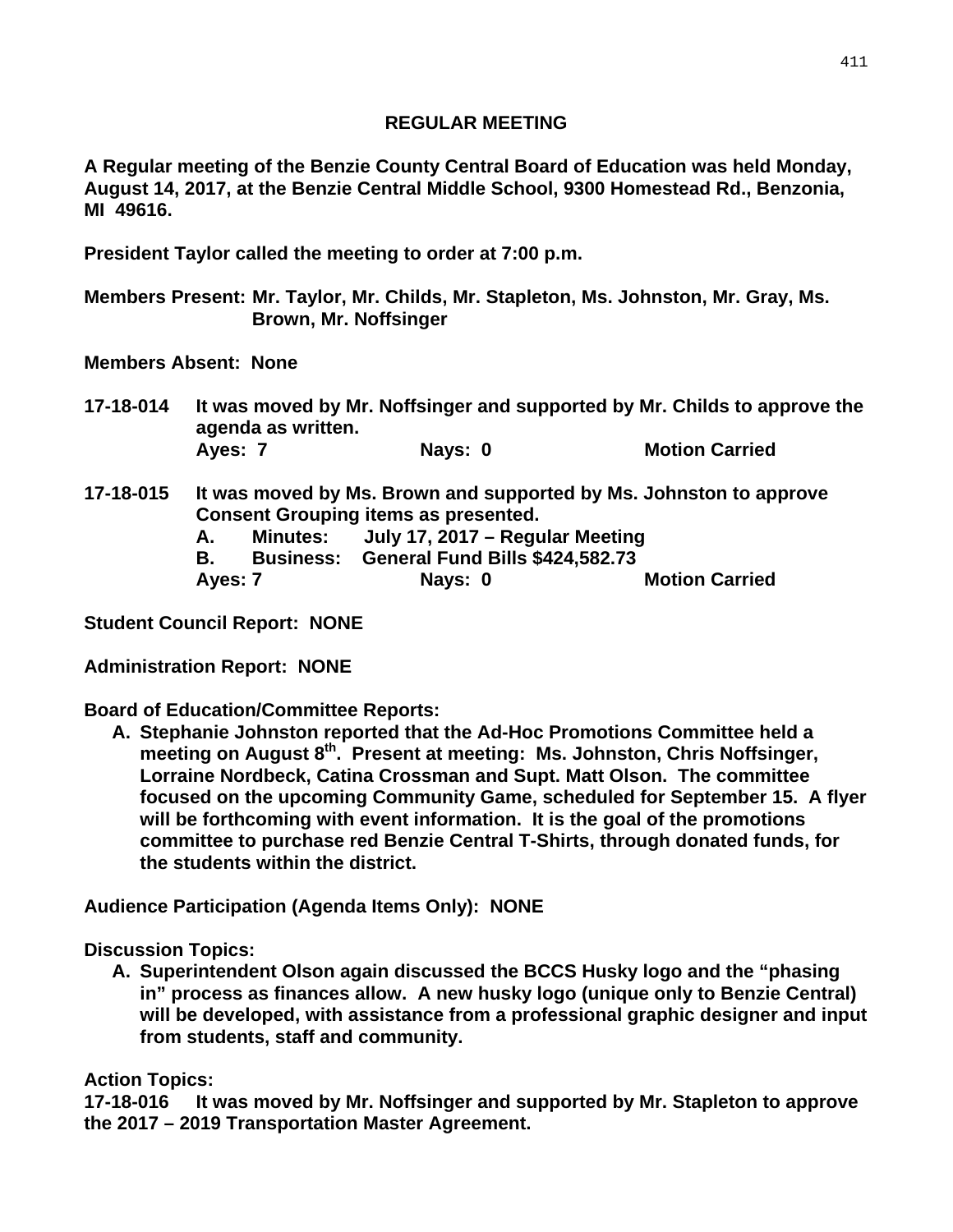## REGULAR MEETING

**A Regular meeting of the Benzie County Central Board of Education was held Monday, August 14, 2017, at the Benzie Central Middle School, 9300 Homestead Rd., Benzonia, MI 49616.**

**President Taylor called the meeting to order at 7:00 p.m.**

**Members Present: Mr. Taylor, Mr. Childs, Mr. Stapleton, Ms. Johnston, Mr. Gray, Ms. Brown, Mr. Noffsinger**

**Members Absent: None**

**17-18-014 It was moved by Mr. Noffsinger and supported by Mr. Childs to approve the agenda as written.**
**Ayes: 7 Nays: 0 Motion Carried**

**17-18-015 It was moved by Ms. Brown and supported by Ms. Johnston to approve Consent Grouping items as presented.**
**A. Minutes: July 17, 2017 – Regular Meeting**
**B. Business: General Fund Bills $424,582.73**
**Ayes: 7 Nays: 0 Motion Carried**

**Student Council Report: NONE**

**Administration Report: NONE**

**Board of Education/Committee Reports:**

**A. Stephanie Johnston reported that the Ad-Hoc Promotions Committee held a meeting on August 8th. Present at meeting: Ms. Johnston, Chris Noffsinger, Lorraine Nordbeck, Catina Crossman and Supt. Matt Olson. The committee focused on the upcoming Community Game, scheduled for September 15. A flyer will be forthcoming with event information. It is the goal of the promotions committee to purchase red Benzie Central T-Shirts, through donated funds, for the students within the district.**

**Audience Participation (Agenda Items Only): NONE**

**Discussion Topics:**

**A. Superintendent Olson again discussed the BCCS Husky logo and the "phasing in" process as finances allow. A new husky logo (unique only to Benzie Central) will be developed, with assistance from a professional graphic designer and input from students, staff and community.**

**Action Topics:**

**17-18-016 It was moved by Mr. Noffsinger and supported by Mr. Stapleton to approve the 2017 – 2019 Transportation Master Agreement.**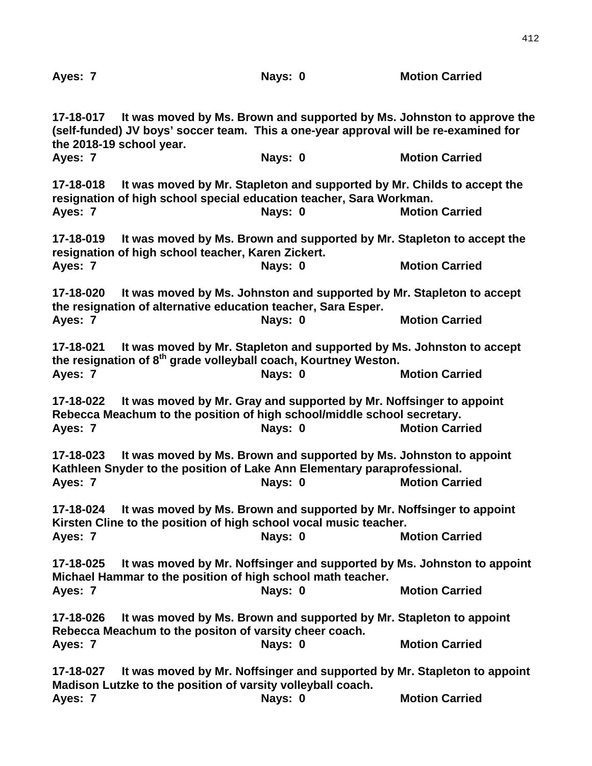**Ayes: 7 Nays: 0 Motion Carried**

**17-18-017 It was moved by Ms. Brown and supported by Ms. Johnston to approve the (self-funded) JV boys' soccer team. This a one-year approval will be re-examined for the 2018-19 school year.**
**Ayes: 7 Nays: 0 Motion Carried**

**17-18-018 It was moved by Mr. Stapleton and supported by Mr. Childs to accept the resignation of high school special education teacher, Sara Workman.**
**Ayes: 7 Nays: 0 Motion Carried**

**17-18-019 It was moved by Ms. Brown and supported by Mr. Stapleton to accept the resignation of high school teacher, Karen Zickert.**
**Ayes: 7 Nays: 0 Motion Carried**

**17-18-020 It was moved by Ms. Johnston and supported by Mr. Stapleton to accept the resignation of alternative education teacher, Sara Esper.**
**Ayes: 7 Nays: 0 Motion Carried**

**17-18-021 It was moved by Mr. Stapleton and supported by Ms. Johnston to accept the resignation of 8th grade volleyball coach, Kourtney Weston.**
**Ayes: 7 Nays: 0 Motion Carried**

**17-18-022 It was moved by Mr. Gray and supported by Mr. Noffsinger to appoint Rebecca Meachum to the position of high school/middle school secretary.**
**Ayes: 7 Nays: 0 Motion Carried**

**17-18-023 It was moved by Ms. Brown and supported by Ms. Johnston to appoint Kathleen Snyder to the position of Lake Ann Elementary paraprofessional.**
**Ayes: 7 Nays: 0 Motion Carried**

**17-18-024 It was moved by Ms. Brown and supported by Mr. Noffsinger to appoint Kirsten Cline to the position of high school vocal music teacher.**
**Ayes: 7 Nays: 0 Motion Carried**

**17-18-025 It was moved by Mr. Noffsinger and supported by Ms. Johnston to appoint Michael Hammar to the position of high school math teacher.**
**Ayes: 7 Nays: 0 Motion Carried**

**17-18-026 It was moved by Ms. Brown and supported by Mr. Stapleton to appoint Rebecca Meachum to the positon of varsity cheer coach.**
**Ayes: 7 Nays: 0 Motion Carried**

**17-18-027 It was moved by Mr. Noffsinger and supported by Mr. Stapleton to appoint Madison Lutzke to the position of varsity volleyball coach.**
**Ayes: 7 Nays: 0 Motion Carried**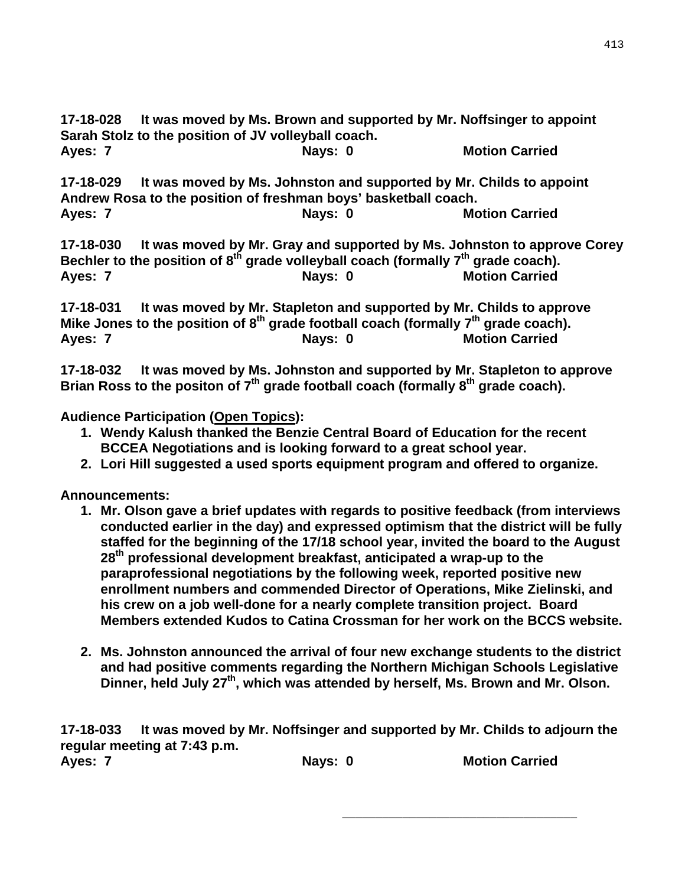**17-18-028 It was moved by Ms. Brown and supported by Mr. Noffsinger to appoint Sarah Stolz to the position of JV volleyball coach.**
**Ayes: 7 Nays: 0 Motion Carried**

**17-18-029 It was moved by Ms. Johnston and supported by Mr. Childs to appoint Andrew Rosa to the position of freshman boys' basketball coach.**
**Ayes: 7 Nays: 0 Motion Carried**

**17-18-030 It was moved by Mr. Gray and supported by Ms. Johnston to approve Corey Bechler to the position of 8th grade volleyball coach (formally 7th grade coach).**
**Ayes: 7 Nays: 0 Motion Carried**

**17-18-031 It was moved by Mr. Stapleton and supported by Mr. Childs to approve Mike Jones to the position of 8th grade football coach (formally 7th grade coach).**
**Ayes: 7 Nays: 0 Motion Carried**

**17-18-032 It was moved by Ms. Johnston and supported by Mr. Stapleton to approve Brian Ross to the positon of 7th grade football coach (formally 8th grade coach).**

**Audience Participation (<u>Open Topics</u>):**

1. **Wendy Kalush thanked the Benzie Central Board of Education for the recent BCCEA Negotiations and is looking forward to a great school year.**
2. **Lori Hill suggested a used sports equipment program and offered to organize.**

**Announcements:**

1. **Mr. Olson gave a brief updates with regards to positive feedback (from interviews conducted earlier in the day) and expressed optimism that the district will be fully staffed for the beginning of the 17/18 school year, invited the board to the August 28th professional development breakfast, anticipated a wrap-up to the paraprofessional negotiations by the following week, reported positive new enrollment numbers and commended Director of Operations, Mike Zielinski, and his crew on a job well-done for a nearly complete transition project. Board Members extended Kudos to Catina Crossman for her work on the BCCS website.**

2. **Ms. Johnston announced the arrival of four new exchange students to the district and had positive comments regarding the Northern Michigan Schools Legislative Dinner, held July 27th, which was attended by herself, Ms. Brown and Mr. Olson.**

**17-18-033 It was moved by Mr. Noffsinger and supported by Mr. Childs to adjourn the regular meeting at 7:43 p.m.**
**Ayes: 7 Nays: 0 Motion Carried**

\_\_\_\_\_\_\_\_\_\_\_\_\_\_\_\_\_\_\_\_\_\_\_\_\_\_\_\_\_\_\_\_\_\_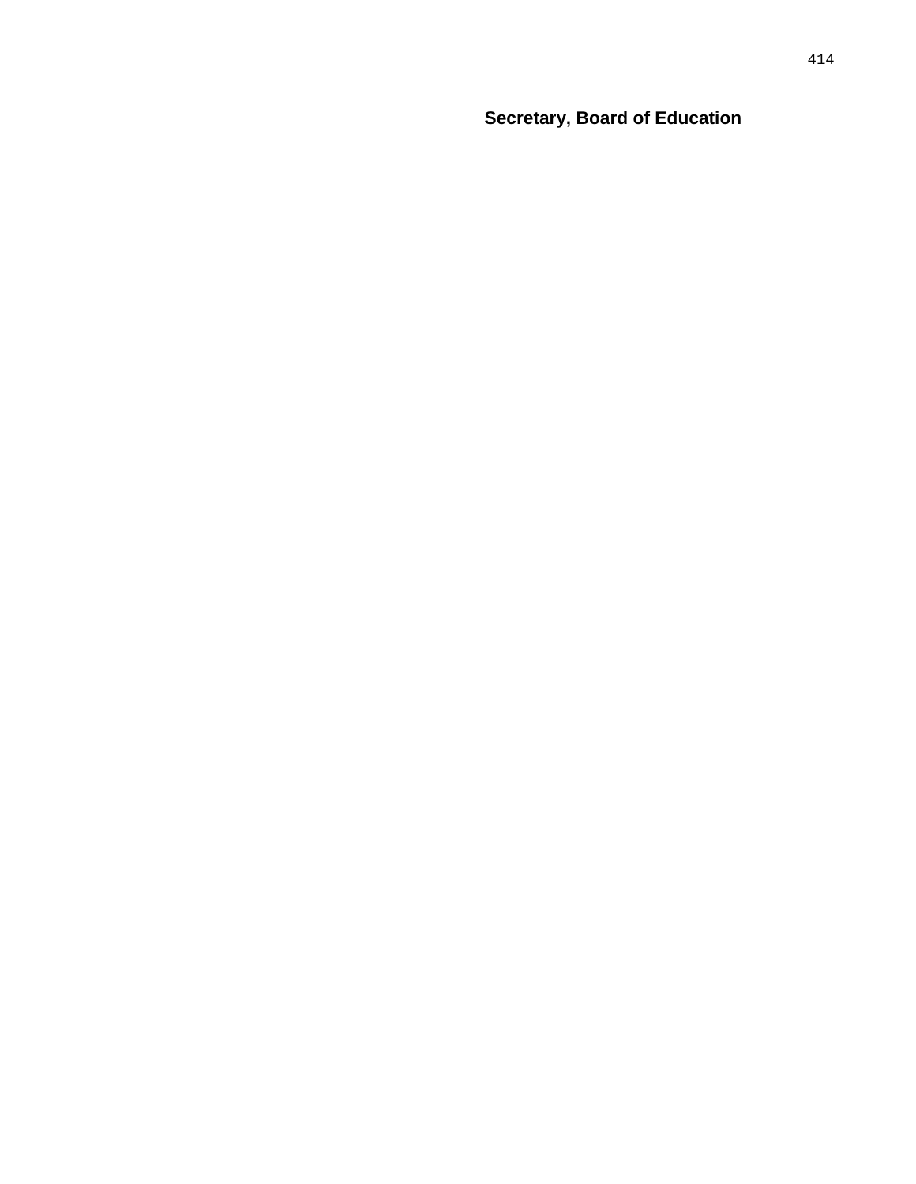**Secretary, Board of Education**